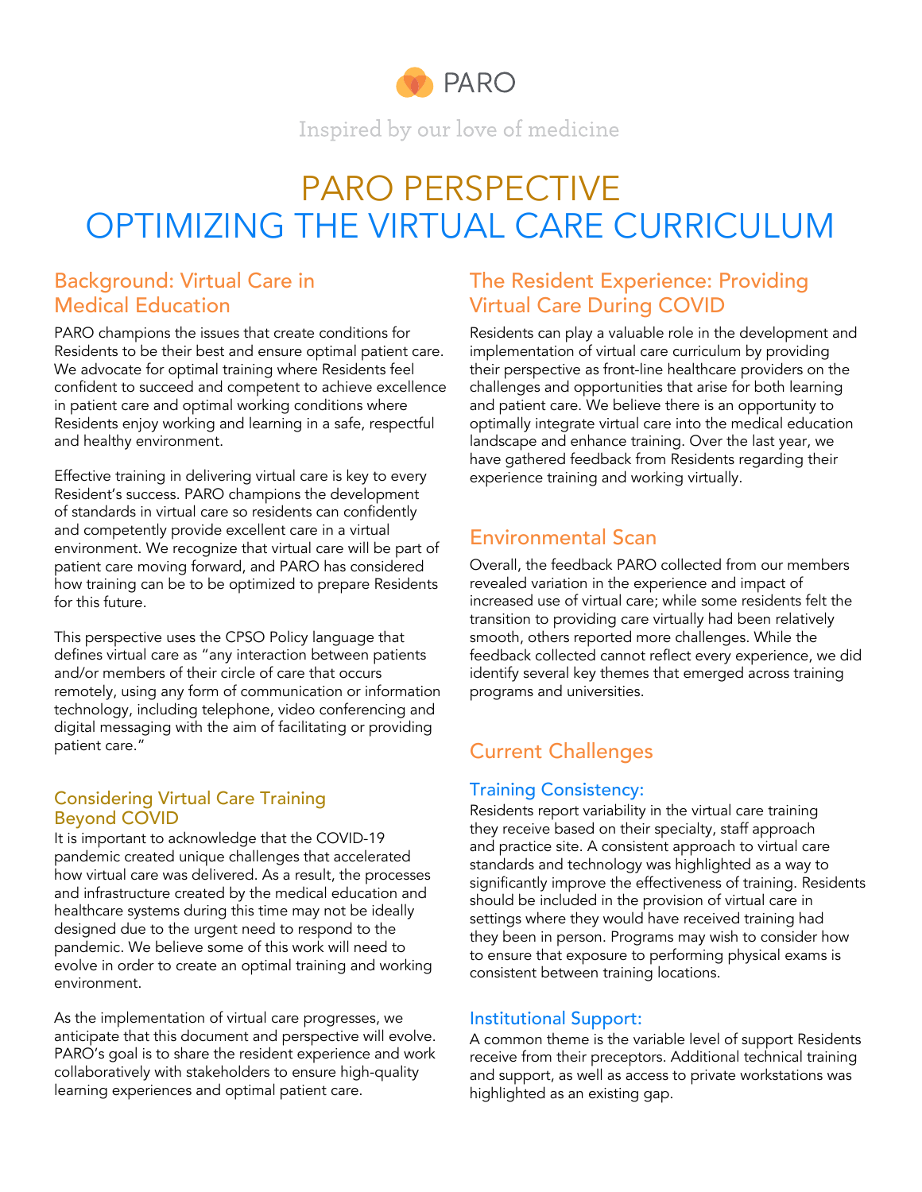PARO

Inspired by our love of medicine

# PARO PERSPECTIVE
# OPTIMIZING THE VIRTUAL CARE CURRICULUM

## Background: Virtual Care in Medical Education

PARO champions the issues that create conditions for Residents to be their best and ensure optimal patient care. We advocate for optimal training where Residents feel confident to succeed and competent to achieve excellence in patient care and optimal working conditions where Residents enjoy working and learning in a safe, respectful and healthy environment.

Effective training in delivering virtual care is key to every Resident's success. PARO champions the development of standards in virtual care so residents can confidently and competently provide excellent care in a virtual environment. We recognize that virtual care will be part of patient care moving forward, and PARO has considered how training can be to be optimized to prepare Residents for this future.

This perspective uses the CPSO Policy language that defines virtual care as "any interaction between patients and/or members of their circle of care that occurs remotely, using any form of communication or information technology, including telephone, video conferencing and digital messaging with the aim of facilitating or providing patient care."

### Considering Virtual Care Training Beyond COVID

It is important to acknowledge that the COVID-19 pandemic created unique challenges that accelerated how virtual care was delivered. As a result, the processes and infrastructure created by the medical education and healthcare systems during this time may not be ideally designed due to the urgent need to respond to the pandemic. We believe some of this work will need to evolve in order to create an optimal training and working environment.

As the implementation of virtual care progresses, we anticipate that this document and perspective will evolve. PARO's goal is to share the resident experience and work collaboratively with stakeholders to ensure high-quality learning experiences and optimal patient care.

## The Resident Experience: Providing Virtual Care During COVID

Residents can play a valuable role in the development and implementation of virtual care curriculum by providing their perspective as front-line healthcare providers on the challenges and opportunities that arise for both learning and patient care. We believe there is an opportunity to optimally integrate virtual care into the medical education landscape and enhance training. Over the last year, we have gathered feedback from Residents regarding their experience training and working virtually.

## Environmental Scan

Overall, the feedback PARO collected from our members revealed variation in the experience and impact of increased use of virtual care; while some residents felt the transition to providing care virtually had been relatively smooth, others reported more challenges. While the feedback collected cannot reflect every experience, we did identify several key themes that emerged across training programs and universities.

## Current Challenges

### Training Consistency:

Residents report variability in the virtual care training they receive based on their specialty, staff approach and practice site. A consistent approach to virtual care standards and technology was highlighted as a way to significantly improve the effectiveness of training. Residents should be included in the provision of virtual care in settings where they would have received training had they been in person. Programs may wish to consider how to ensure that exposure to performing physical exams is consistent between training locations.

### Institutional Support:

A common theme is the variable level of support Residents receive from their preceptors. Additional technical training and support, as well as access to private workstations was highlighted as an existing gap.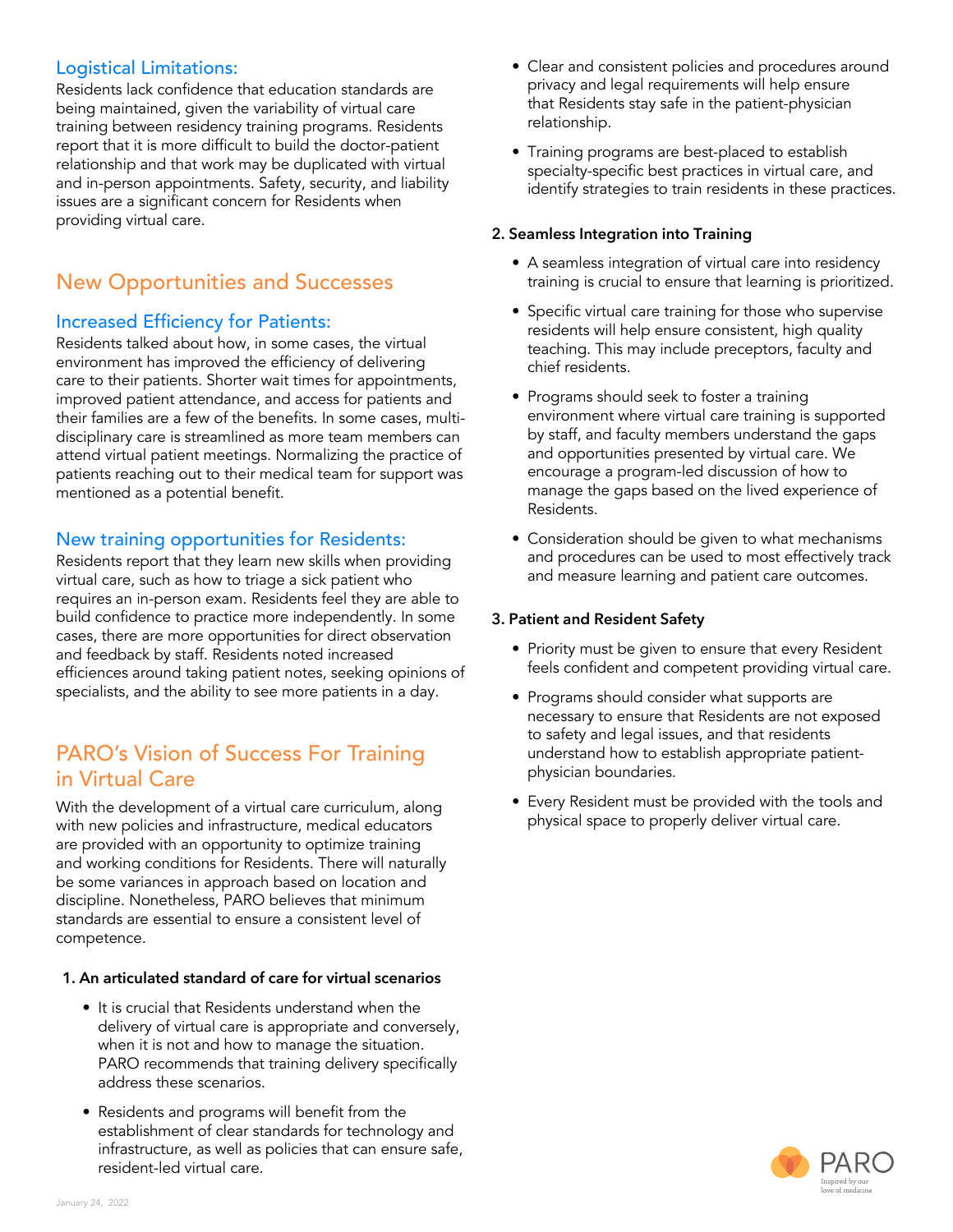### Logistical Limitations:

Residents lack confidence that education standards are being maintained, given the variability of virtual care training between residency training programs. Residents report that it is more difficult to build the doctor-patient relationship and that work may be duplicated with virtual and in-person appointments. Safety, security, and liability issues are a significant concern for Residents when providing virtual care.

## New Opportunities and Successes

### Increased Efficiency for Patients:

Residents talked about how, in some cases, the virtual environment has improved the efficiency of delivering care to their patients. Shorter wait times for appointments, improved patient attendance, and access for patients and their families are a few of the benefits. In some cases, multi-disciplinary care is streamlined as more team members can attend virtual patient meetings. Normalizing the practice of patients reaching out to their medical team for support was mentioned as a potential benefit.

### New training opportunities for Residents:

Residents report that they learn new skills when providing virtual care, such as how to triage a sick patient who requires an in-person exam. Residents feel they are able to build confidence to practice more independently. In some cases, there are more opportunities for direct observation and feedback by staff. Residents noted increased efficiencies around taking patient notes, seeking opinions of specialists, and the ability to see more patients in a day.

## PARO's Vision of Success For Training in Virtual Care

With the development of a virtual care curriculum, along with new policies and infrastructure, medical educators are provided with an opportunity to optimize training and working conditions for Residents. There will naturally be some variances in approach based on location and discipline. Nonetheless, PARO believes that minimum standards are essential to ensure a consistent level of competence.

**1. An articulated standard of care for virtual scenarios**

- It is crucial that Residents understand when the delivery of virtual care is appropriate and conversely, when it is not and how to manage the situation. PARO recommends that training delivery specifically address these scenarios.
- Residents and programs will benefit from the establishment of clear standards for technology and infrastructure, as well as policies that can ensure safe, resident-led virtual care.
- Clear and consistent policies and procedures around privacy and legal requirements will help ensure that Residents stay safe in the patient-physician relationship.
- Training programs are best-placed to establish specialty-specific best practices in virtual care, and identify strategies to train residents in these practices.

**2. Seamless Integration into Training**

- A seamless integration of virtual care into residency training is crucial to ensure that learning is prioritized.
- Specific virtual care training for those who supervise residents will help ensure consistent, high quality teaching. This may include preceptors, faculty and chief residents.
- Programs should seek to foster a training environment where virtual care training is supported by staff, and faculty members understand the gaps and opportunities presented by virtual care. We encourage a program-led discussion of how to manage the gaps based on the lived experience of Residents.
- Consideration should be given to what mechanisms and procedures can be used to most effectively track and measure learning and patient care outcomes.

**3. Patient and Resident Safety**

- Priority must be given to ensure that every Resident feels confident and competent providing virtual care.
- Programs should consider what supports are necessary to ensure that Residents are not exposed to safety and legal issues, and that residents understand how to establish appropriate patient-physician boundaries.
- Every Resident must be provided with the tools and physical space to properly deliver virtual care.

January 24, 2022